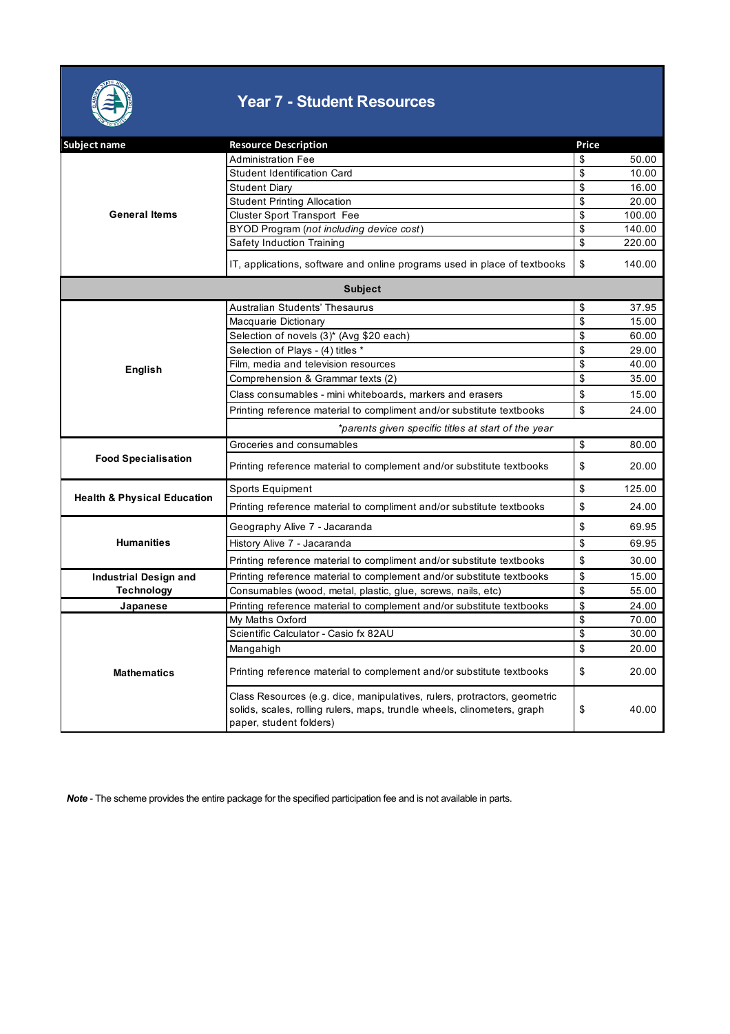# Year 7 - Student Resources

| Subject name | Resource Description | Price |
|---|---|---|
| General Items | Administration Fee | $ 50.00 |
| | Student Identification Card | $ 10.00 |
| | Student Diary | $ 16.00 |
| | Student Printing Allocation | $ 20.00 |
| | Cluster Sport Transport Fee | $ 100.00 |
| | BYOD Program (*not including device cost*) | $ 140.00 |
| | Safety Induction Training | $ 220.00 |
| | IT, applications, software and online programs used in place of textbooks | $ 140.00 |
| | **Subject** | |
| English | Australian Students' Thesaurus | $ 37.95 |
| | Macquarie Dictionary | $ 15.00 |
| | Selection of novels (3)* (Avg $20 each) | $ 60.00 |
| | Selection of Plays - (4) titles * | $ 29.00 |
| | Film, media and television resources | $ 40.00 |
| | Comprehension & Grammar texts (2) | $ 35.00 |
| | Class consumables - mini whiteboards, markers and erasers | $ 15.00 |
| | Printing reference material to compliment and/or substitute textbooks | $ 24.00 |
| | *\*parents given specific titles at start of the year* | |
| Food Specialisation | Groceries and consumables | $ 80.00 |
| | Printing reference material to complement and/or substitute textbooks | $ 20.00 |
| Health & Physical Education | Sports Equipment | $ 125.00 |
| | Printing reference material to compliment and/or substitute textbooks | $ 24.00 |
| Humanities | Geography Alive 7 - Jacaranda | $ 69.95 |
| | History Alive 7 - Jacaranda | $ 69.95 |
| | Printing reference material to compliment and/or substitute textbooks | $ 30.00 |
| Industrial Design and Technology | Printing reference material to complement and/or substitute textbooks | $ 15.00 |
| | Consumables (wood, metal, plastic, glue, screws, nails, etc) | $ 55.00 |
| Japanese | Printing reference material to complement and/or substitute textbooks | $ 24.00 |
| Mathematics | My Maths Oxford | $ 70.00 |
| | Scientific Calculator - Casio fx 82AU | $ 30.00 |
| | Mangahigh | $ 20.00 |
| | Printing reference material to complement and/or substitute textbooks | $ 20.00 |
| | Class Resources (e.g. dice, manipulatives, rulers, protractors, geometric solids, scales, rolling rulers, maps, trundle wheels, clinometers, graph paper, student folders) | $ 40.00 |

***Note*** - The scheme provides the entire package for the specified participation fee and is not available in parts.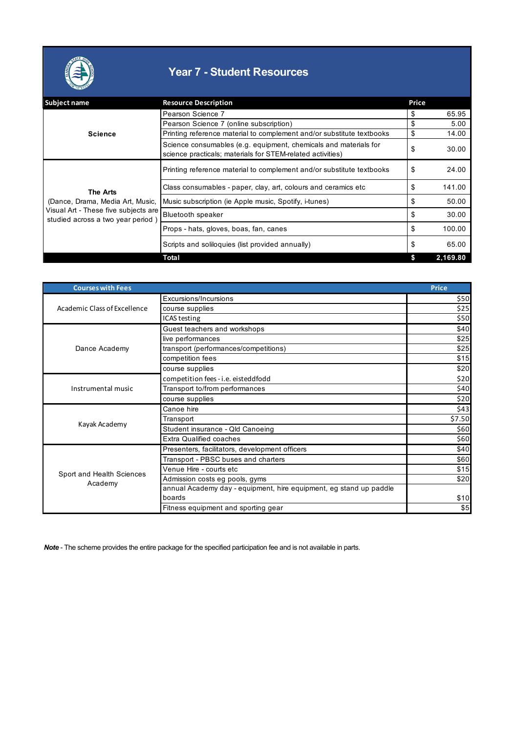# Year 7 - Student Resources

| Subject name | Resource Description | Price |
|---|---|---|
| **Science** | Pearson Science 7 | $ 65.95 |
| | Pearson Science 7 (online subscription) | $ 5.00 |
| | Printing reference material to complement and/or substitute textbooks | $ 14.00 |
| | Science consumables (e.g. equipment, chemicals and materials for science practicals; materials for STEM-related activities) | $ 30.00 |
| **The Arts** (Dance, Drama, Media Art, Music, Visual Art - These five subjects are studied across a two year period ) | Printing reference material to complement and/or substitute textbooks | $ 24.00 |
| | Class consumables - paper, clay, art, colours and ceramics etc | $ 141.00 |
| | Music subscription (ie Apple music, Spotify, i-tunes) | $ 50.00 |
| | Bluetooth speaker | $ 30.00 |
| | Props - hats, gloves, boas, fan, canes | $ 100.00 |
| | Scripts and soliloquies (list provided annually) | $ 65.00 |
| | **Total** | **$ 2,169.80** |

| Courses with Fees | | Price |
|---|---|---|
| Academic Class of Excellence | Excursions/Incursions | $50 |
| | course supplies | $25 |
| | ICAS testing | $50 |
| Dance Academy | Guest teachers and workshops | $40 |
| | live performances | $25 |
| | transport (performances/competitions) | $25 |
| | competition fees | $15 |
| | course supplies | $20 |
| Instrumental music | competition fees - i.e. eisteddfodd | $20 |
| | Transport to/from performances | $40 |
| | course supplies | $20 |
| Kayak Academy | Canoe hire | $43 |
| | Transport | $7.50 |
| | Student insurance - Qld Canoeing | $60 |
| | Extra Qualified coaches | $60 |
| Sport and Health Sciences Academy | Presenters, facilitators, development officers | $40 |
| | Transport - PBSC buses and charters | $60 |
| | Venue Hire - courts etc | $15 |
| | Admission costs eg pools, gyms | $20 |
| | annual Academy day - equipment, hire equipment, eg stand up paddle boards | $10 |
| | Fitness equipment and sporting gear | $5 |

***Note*** - The scheme provides the entire package for the specified participation fee and is not available in parts.